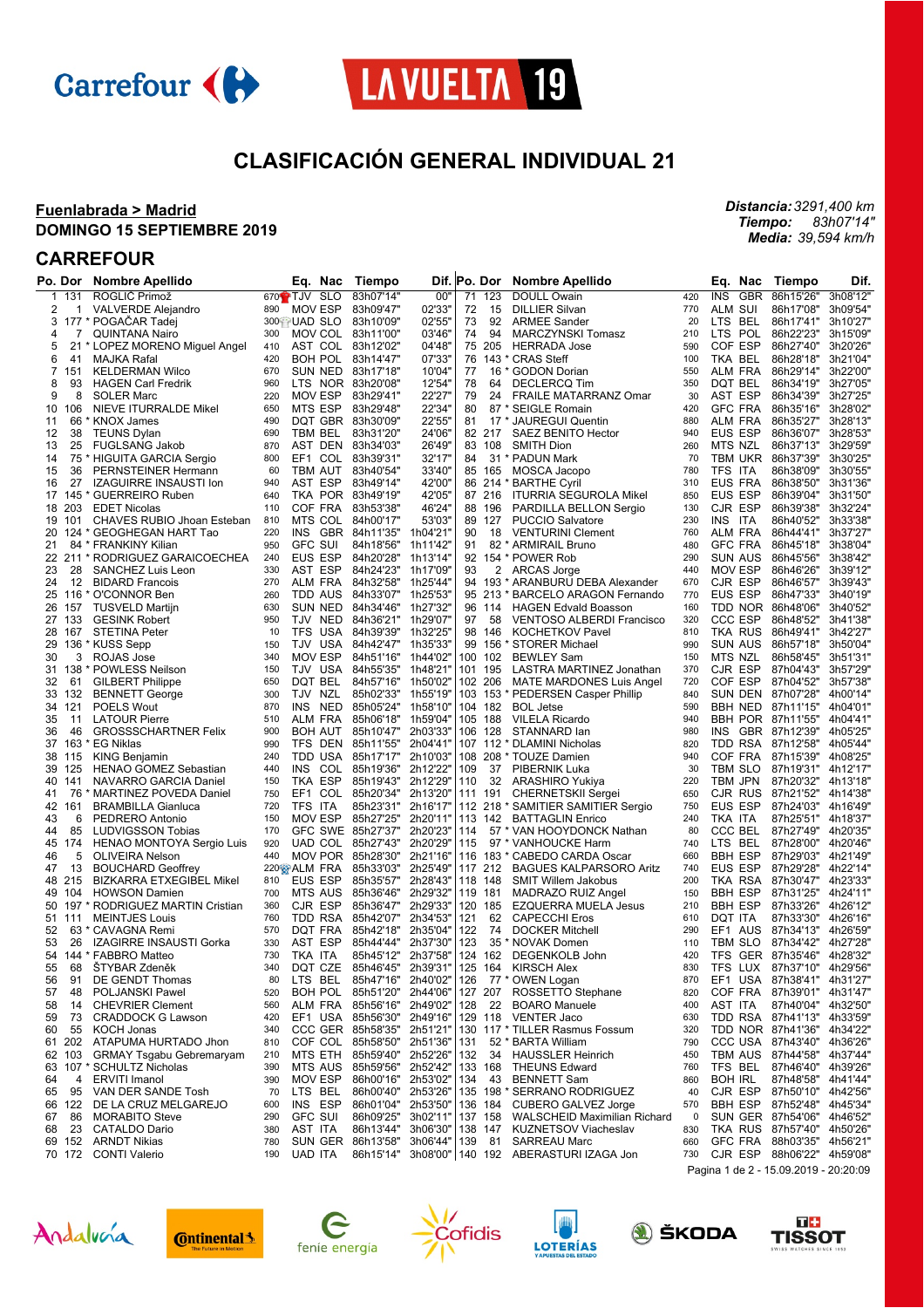Carrefour LA VUELTA 19

# CLASIFICACIÓN GENERAL INDIVIDUAL 21

**Fuenlabrada > Madrid**
**DOMINGO 15 SEPTIEMBRE 2019**

*Distancia: 3291,400 km*
*Tiempo: 83h07'14"*
*Media: 39,594 km/h*

## CARREFOUR

| Po. | Dor | | Nombre Apellido | | Eq. | Nac | Tiempo | Dif. |
|---|---|---|---|---|---|---|---|---|
| 1 | 131 | | ROGLIČ Primož | 670 | TJV | SLO | 83h07'14" | 00" |
| 2 | 1 | | VALVERDE Alejandro | 890 | MOV | ESP | 83h09'47" | 02'33" |
| 3 | 177 | * | POGAČAR Tadej | 300 | UAD | SLO | 83h10'09" | 02'55" |
| 4 | 7 | | QUINTANA Nairo | 300 | MOV | COL | 83h11'00" | 03'46" |
| 5 | 21 | * | LOPEZ MORENO Miguel Angel | 410 | AST | COL | 83h12'02" | 04'48" |
| 6 | 41 | | MAJKA Rafal | 420 | BOH | POL | 83h14'47" | 07'33" |
| 7 | 151 | | KELDERMAN Wilco | 670 | SUN | NED | 83h17'18" | 10'04" |
| 8 | 93 | | HAGEN Carl Fredrik | 960 | LTS | NOR | 83h20'08" | 12'54" |
| 9 | 8 | | SOLER Marc | 220 | MOV | ESP | 83h29'41" | 22'27" |
| 10 | 106 | | NIEVE ITURRALDE Mikel | 650 | MTS | ESP | 83h29'48" | 22'34" |
| 11 | 66 | * | KNOX James | 490 | DQT | GBR | 83h30'09" | 22'55" |
| 12 | 38 | | TEUNS Dylan | 690 | TBM | BEL | 83h31'20" | 24'06" |
| 13 | 25 | | FUGLSANG Jakob | 870 | AST | DEN | 83h34'03" | 26'49" |
| 14 | 75 | * | HIGUITA GARCIA Sergio | 800 | EF1 | COL | 83h39'31" | 32'17" |
| 15 | 36 | | PERNSTEINER Hermann | 60 | TBM | AUT | 83h40'54" | 33'40" |
| 16 | 27 | | IZAGUIRRE INSAUSTI Ion | 940 | AST | ESP | 83h49'14" | 42'00" |
| 17 | 145 | * | GUERREIRO Ruben | 640 | TKA | POR | 83h49'19" | 42'05" |
| 18 | 203 | | EDET Nicolas | 110 | COF | FRA | 83h53'38" | 46'24" |
| 19 | 101 | | CHAVES RUBIO Jhoan Esteban | 810 | MTS | COL | 84h00'17" | 53'03" |
| 20 | 124 | * | GEOGHEGAN HART Tao | 220 | INS | GBR | 84h11'35" | 1h04'21" |
| 21 | 84 | * | FRANKINY Kilian | 950 | GFC | SUI | 84h18'56" | 1h11'42" |
| 22 | 211 | * | RODRIGUEZ GARAICOECHEA | 240 | EUS | ESP | 84h20'28" | 1h13'14" |
| 23 | 28 | | SANCHEZ Luis Leon | 330 | AST | ESP | 84h24'23" | 1h17'09" |
| 24 | 12 | | BIDARD Francois | 270 | ALM | FRA | 84h32'58" | 1h25'44" |
| 25 | 116 | * | O'CONNOR Ben | 260 | TDD | AUS | 84h33'07" | 1h25'53" |
| 26 | 157 | | TUSVELD Martijn | 630 | SUN | NED | 84h34'46" | 1h27'32" |
| 27 | 133 | | GESINK Robert | 950 | TJV | NED | 84h36'21" | 1h29'07" |
| 28 | 167 | | STETINA Peter | 10 | TFS | USA | 84h39'39" | 1h32'25" |
| 29 | 136 | * | KUSS Sepp | 150 | TJV | USA | 84h42'47" | 1h35'33" |
| 30 | 3 | | ROJAS Jose | 340 | MOV | ESP | 84h51'16" | 1h44'02" |
| 31 | 138 | * | POWLESS Neilson | 150 | TJV | USA | 84h55'35" | 1h48'21" |
| 32 | 61 | | GILBERT Philippe | 650 | DQT | BEL | 84h57'16" | 1h50'02" |
| 33 | 132 | | BENNETT George | 300 | TJV | NZL | 85h02'33" | 1h55'19" |
| 34 | 121 | | POELS Wout | 870 | INS | NED | 85h05'24" | 1h58'10" |
| 35 | 11 | | LATOUR Pierre | 510 | ALM | FRA | 85h06'18" | 1h59'04" |
| 36 | 46 | | GROSSSCHARTNER Felix | 900 | BOH | AUT | 85h10'47" | 2h03'33" |
| 37 | 163 | * | EG Niklas | 990 | TFS | DEN | 85h11'55" | 2h04'41" |
| 38 | 115 | | KING Benjamin | 240 | TDD | USA | 85h17'17" | 2h10'03" |
| 39 | 125 | | HENAO GOMEZ Sebastian | 440 | INS | COL | 85h19'36" | 2h12'22" |
| 40 | 141 | | NAVARRO GARCIA Daniel | 150 | TKA | ESP | 85h19'43" | 2h12'29" |
| 41 | 76 | * | MARTINEZ POVEDA Daniel | 750 | EF1 | COL | 85h20'34" | 2h13'20" |
| 42 | 161 | | BRAMBILLA Gianluca | 720 | TFS | ITA | 85h23'31" | 2h16'17" |
| 43 | 6 | | PEDRERO Antonio | 150 | MOV | ESP | 85h27'25" | 2h20'11" |
| 44 | 85 | | LUDVIGSSON Tobias | 170 | GFC | SWE | 85h27'37" | 2h20'23" |
| 45 | 174 | | HENAO MONTOYA Sergio Luis | 920 | UAD | COL | 85h27'43" | 2h20'29" |
| 46 | 5 | | OLIVEIRA Nelson | 440 | MOV | POR | 85h28'30" | 2h21'16" |
| 47 | 13 | | BOUCHARD Geoffrey | 220 | ALM | FRA | 85h33'03" | 2h25'49" |
| 48 | 215 | | BIZKARRA ETXEGIBEL Mikel | 810 | EUS | ESP | 85h35'57" | 2h28'43" |
| 49 | 104 | | HOWSON Damien | 700 | MTS | AUS | 85h36'46" | 2h29'32" |
| 50 | 197 | * | RODRIGUEZ MARTIN Cristian | 360 | CJR | ESP | 85h36'47" | 2h29'33" |
| 51 | 111 | | MEINTJES Louis | 760 | TDD | RSA | 85h42'07" | 2h34'53" |
| 52 | 63 | * | CAVAGNA Remi | 570 | DQT | FRA | 85h42'18" | 2h35'04" |
| 53 | 26 | | IZAGIRRE INSAUSTI Gorka | 330 | AST | ESP | 85h44'44" | 2h37'30" |
| 54 | 144 | * | FABBRO Matteo | 730 | TKA | ITA | 85h45'12" | 2h37'58" |
| 55 | 68 | | ŠTYBAR Zdeněk | 340 | DQT | CZE | 85h46'45" | 2h39'31" |
| 56 | 91 | | DE GENDT Thomas | 80 | LTS | BEL | 85h47'16" | 2h40'02" |
| 57 | 48 | | POLJANSKI Pawel | 520 | BOH | POL | 85h51'20" | 2h44'06" |
| 58 | 14 | | CHEVRIER Clement | 560 | ALM | FRA | 85h56'16" | 2h49'02" |
| 59 | 73 | | CRADDOCK G Lawson | 420 | EF1 | USA | 85h56'30" | 2h49'16" |
| 60 | 55 | | KOCH Jonas | 340 | CCC | GER | 85h58'35" | 2h51'21" |
| 61 | 202 | | ATAPUMA HURTADO Jhon | 810 | COF | COL | 85h58'50" | 2h51'36" |
| 62 | 103 | | GRMAY Tsgabu Gebremaryam | 210 | MTS | ETH | 85h59'40" | 2h52'26" |
| 63 | 107 | * | SCHULTZ Nicholas | 390 | MTS | AUS | 85h59'56" | 2h52'42" |
| 64 | 4 | | ERVITI Imanol | 390 | MOV | ESP | 86h00'16" | 2h53'02" |
| 65 | 95 | | VAN DER SANDE Tosh | 70 | LTS | BEL | 86h00'40" | 2h53'26" |
| 66 | 122 | | DE LA CRUZ MELGAREJO | 600 | INS | ESP | 86h01'04" | 2h53'50" |
| 67 | 86 | | MORABITO Steve | 290 | GFC | SUI | 86h09'25" | 3h02'11" |
| 68 | 23 | | CATALDO Dario | 380 | AST | ITA | 86h13'44" | 3h06'30" |
| 69 | 152 | | ARNDT Nikias | 780 | SUN | GER | 86h13'58" | 3h06'44" |
| 70 | 172 | | CONTI Valerio | 190 | UAD | ITA | 86h15'14" | 3h08'00" |
| 71 | 123 | | DOULL Owain | 420 | INS | GBR | 86h15'26" | 3h08'12" |
| 72 | 15 | | DILLIER Silvan | 770 | ALM | SUI | 86h17'08" | 3h09'54" |
| 73 | 92 | | ARMEE Sander | 20 | LTS | BEL | 86h17'41" | 3h10'27" |
| 74 | 94 | | MARCZYNSKI Tomasz | 210 | LTS | POL | 86h22'23" | 3h15'09" |
| 75 | 205 | | HERRADA Jose | 590 | COF | ESP | 86h27'40" | 3h20'26" |
| 76 | 143 | * | CRAS Steff | 100 | TKA | BEL | 86h28'18" | 3h21'04" |
| 77 | 16 | * | GODON Dorian | 550 | ALM | FRA | 86h29'14" | 3h22'00" |
| 78 | 64 | | DECLERCQ Tim | 350 | DQT | BEL | 86h34'19" | 3h27'05" |
| 79 | 24 | | FRAILE MATARRANZ Omar | 30 | AST | ESP | 86h34'39" | 3h27'25" |
| 80 | 87 | * | SEIGLE Romain | 420 | GFC | FRA | 86h35'16" | 3h28'02" |
| 81 | 17 | * | JAUREGUI Quentin | 880 | ALM | FRA | 86h35'27" | 3h28'13" |
| 82 | 217 | | SAEZ BENITO Hector | 940 | EUS | ESP | 86h36'07" | 3h28'53" |
| 83 | 108 | | SMITH Dion | 260 | MTS | NZL | 86h37'13" | 3h29'59" |
| 84 | 31 | * | PADUN Mark | 70 | TBM | UKR | 86h37'39" | 3h30'25" |
| 85 | 165 | | MOSCA Jacopo | 780 | TFS | ITA | 86h38'09" | 3h30'55" |
| 86 | 214 | * | BARTHE Cyril | 310 | EUS | FRA | 86h38'50" | 3h31'36" |
| 87 | 216 | | ITURRIA SEGUROLA Mikel | 850 | EUS | ESP | 86h39'04" | 3h31'50" |
| 88 | 196 | | PARDILLA BELLON Sergio | 130 | CJR | ESP | 86h39'38" | 3h32'24" |
| 89 | 127 | | PUCCIO Salvatore | 230 | INS | ITA | 86h40'52" | 3h33'38" |
| 90 | 18 | | VENTURINI Clement | 760 | ALM | FRA | 86h44'41" | 3h37'27" |
| 91 | 82 | * | ARMIRAIL Bruno | 480 | GFC | FRA | 86h45'18" | 3h38'04" |
| 92 | 154 | * | POWER Rob | 290 | SUN | AUS | 86h45'56" | 3h38'42" |
| 93 | 2 | | ARCAS Jorge | 440 | MOV | ESP | 86h46'26" | 3h39'12" |
| 94 | 193 | * | ARANBURU DEBA Alexander | 670 | CJR | ESP | 86h46'57" | 3h39'43" |
| 95 | 213 | * | BARCELO ARAGON Fernando | 770 | EUS | ESP | 86h47'33" | 3h40'19" |
| 96 | 114 | | HAGEN Edvald Boasson | 160 | TDD | NOR | 86h48'06" | 3h40'52" |
| 97 | 58 | | VENTOSO ALBERDI Francisco | 320 | CCC | ESP | 86h48'52" | 3h41'38" |
| 98 | 146 | | KOCHETKOV Pavel | 810 | TKA | RUS | 86h49'41" | 3h42'27" |
| 99 | 156 | * | STORER Michael | 990 | SUN | AUS | 86h57'18" | 3h50'04" |
| 100 | 102 | | BEWLEY Sam | 150 | MTS | NZL | 86h58'45" | 3h51'31" |
| 101 | 195 | | LASTRA MARTINEZ Jonathan | 370 | CJR | ESP | 87h04'43" | 3h57'29" |
| 102 | 206 | | MATE MARDONES Luis Angel | 720 | COF | ESP | 87h04'52" | 3h57'38" |
| 103 | 153 | * | PEDERSEN Casper Phillip | 840 | SUN | DEN | 87h07'28" | 4h00'14" |
| 104 | 182 | | BOL Jetse | 590 | BBH | NED | 87h11'15" | 4h04'01" |
| 105 | 188 | | VILELA Ricardo | 940 | BBH | POR | 87h11'55" | 4h04'41" |
| 106 | 128 | | STANNARD Ian | 980 | INS | GBR | 87h12'39" | 4h05'25" |
| 107 | 112 | * | DLAMINI Nicholas | 820 | TDD | RSA | 87h12'58" | 4h05'44" |
| 108 | 208 | * | TOUZE Damien | 940 | COF | FRA | 87h15'39" | 4h08'25" |
| 109 | 37 | | PIBERNIK Luka | 30 | TBM | SLO | 87h19'31" | 4h12'17" |
| 110 | 32 | | ARASHIRO Yukiya | 220 | TBM | JPN | 87h20'32" | 4h13'18" |
| 111 | 191 | | CHERNETSKII Sergei | 650 | CJR | RUS | 87h21'52" | 4h14'38" |
| 112 | 218 | * | SAMITIER SAMITIER Sergio | 750 | EUS | ESP | 87h24'03" | 4h16'49" |
| 113 | 142 | | BATTAGLIN Enrico | 240 | TKA | ITA | 87h25'51" | 4h18'37" |
| 114 | 57 | * | VAN HOOYDONCK Nathan | 80 | CCC | BEL | 87h27'49" | 4h20'35" |
| 115 | 97 | * | VANHOUCKE Harm | 740 | LTS | BEL | 87h28'00" | 4h20'46" |
| 116 | 183 | * | CABEDO CARDA Oscar | 660 | BBH | ESP | 87h29'03" | 4h21'49" |
| 117 | 212 | | BAGUES KALPARSORO Aritz | 740 | EUS | ESP | 87h29'28" | 4h22'14" |
| 118 | 148 | | SMIT Willem Jakobus | 200 | TKA | RSA | 87h30'47" | 4h23'33" |
| 119 | 181 | | MADRAZO RUIZ Angel | 150 | BBH | ESP | 87h31'25" | 4h24'11" |
| 120 | 185 | | EZQUERRA MUELA Jesus | 210 | BBH | ESP | 87h33'26" | 4h26'12" |
| 121 | 62 | | CAPECCHI Eros | 610 | DQT | ITA | 87h33'30" | 4h26'16" |
| 122 | 74 | | DOCKER Mitchell | 290 | EF1 | AUS | 87h34'13" | 4h26'59" |
| 123 | 35 | * | NOVAK Domen | 110 | TBM | SLO | 87h34'42" | 4h27'28" |
| 124 | 162 | | DEGENKOLB John | 420 | TFS | GER | 87h35'46" | 4h28'32" |
| 125 | 164 | | KIRSCH Alex | 830 | TFS | LUX | 87h37'10" | 4h29'56" |
| 126 | 77 | * | OWEN Logan | 870 | EF1 | USA | 87h38'41" | 4h31'27" |
| 127 | 207 | | ROSSETTO Stephane | 820 | COF | FRA | 87h39'01" | 4h31'47" |
| 128 | 22 | | BOARO Manuele | 400 | AST | ITA | 87h40'04" | 4h32'50" |
| 129 | 118 | | VENTER Jaco | 630 | TDD | RSA | 87h41'13" | 4h33'59" |
| 130 | 117 | * | TILLER Rasmus Fossum | 320 | TDD | NOR | 87h41'36" | 4h34'22" |
| 131 | 52 | * | BARTA William | 790 | CCC | USA | 87h43'40" | 4h36'26" |
| 132 | 34 | | HAUSSLER Heinrich | 450 | TBM | AUS | 87h44'58" | 4h37'44" |
| 133 | 168 | | THEUNS Edward | 760 | TFS | BEL | 87h46'40" | 4h39'26" |
| 134 | 43 | | BENNETT Sam | 860 | BOH | IRL | 87h48'58" | 4h41'44" |
| 135 | 198 | * | SERRANO RODRIGUEZ | 40 | CJR | ESP | 87h50'10" | 4h42'56" |
| 136 | 184 | | CUBERO GALVEZ Jorge | 570 | BBH | ESP | 87h52'48" | 4h45'34" |
| 137 | 158 | | WALSCHEID Maximilian Richard | 0 | SUN | GER | 87h54'06" | 4h46'52" |
| 138 | 147 | | KUZNETSOV Viacheslav | 830 | TKA | RUS | 87h57'40" | 4h50'26" |
| 139 | 81 | | SARREAU Marc | 660 | GFC | FRA | 88h03'35" | 4h56'21" |
| 140 | 192 | | ABERASTURI IZAGA Jon | 730 | CJR | ESP | 88h06'22" | 4h59'08" |

Pagina 1 de 2 - 15.09.2019 - 20:20:09

Andalucía · Continental · fenie energía · Cofidis · LOTERÍAS Y APUESTAS DEL ESTADO · ŠKODA · TISSOT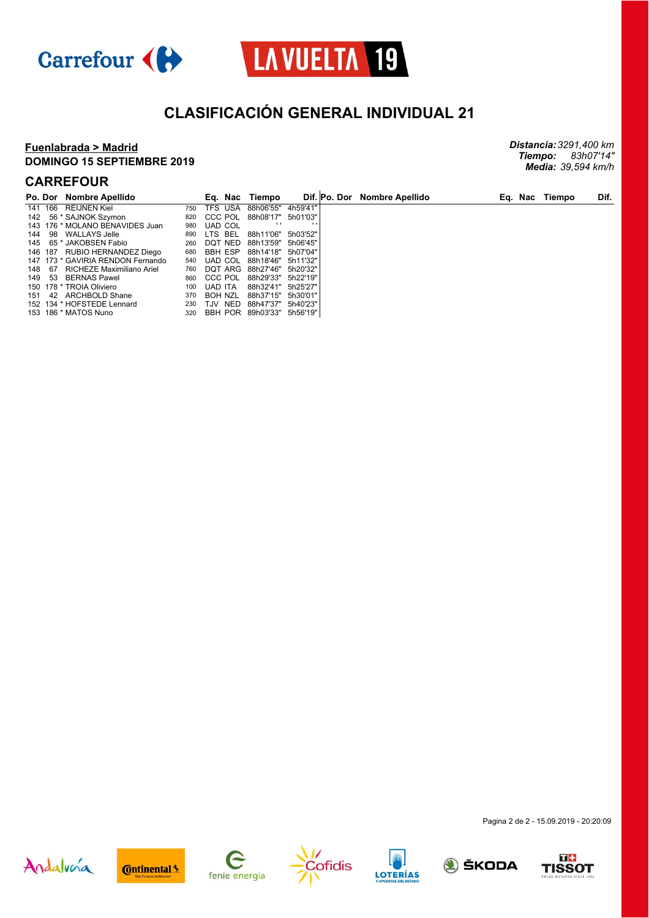# CLASIFICACIÓN GENERAL INDIVIDUAL 21

**Fuenlabrada > Madrid**
**DOMINGO 15 SEPTIEMBRE 2019**

***Distancia:*** *3291,400 km*
***Tiempo:*** *83h07'14"*
***Media:*** *39,594 km/h*

## CARREFOUR

| Po. | Dor | Nombre Apellido | | Eq. | Nac | Tiempo | Dif. |
|---|---|---|---|---|---|---|---|
| 141 | 166 | REIJNEN Kiel | 750 | TFS | USA | 88h06'55" | 4h59'41" |
| 142 | 56 * | SAJNOK Szymon | 820 | CCC | POL | 88h08'17" | 5h01'03" |
| 143 | 176 * | MOLANO BENAVIDES Juan | 980 | UAD | COL | ' ' | ' ' |
| 144 | 98 | WALLAYS Jelle | 890 | LTS | BEL | 88h11'06" | 5h03'52" |
| 145 | 65 * | JAKOBSEN Fabio | 260 | DQT | NED | 88h13'59" | 5h06'45" |
| 146 | 187 | RUBIO HERNANDEZ Diego | 680 | BBH | ESP | 88h14'18" | 5h07'04" |
| 147 | 173 * | GAVIRIA RENDON Fernando | 540 | UAD | COL | 88h18'46" | 5h11'32" |
| 148 | 67 | RICHEZE Maximiliano Ariel | 760 | DQT | ARG | 88h27'46" | 5h20'32" |
| 149 | 53 | BERNAS Pawel | 860 | CCC | POL | 88h29'33" | 5h22'19" |
| 150 | 178 * | TROIA Oliviero | 100 | UAD | ITA | 88h32'41" | 5h25'27" |
| 151 | 42 | ARCHBOLD Shane | 370 | BOH | NZL | 88h37'15" | 5h30'01" |
| 152 | 134 * | HOFSTEDE Lennard | 230 | TJV | NED | 88h47'37" | 5h40'23" |
| 153 | 186 * | MATOS Nuno | 320 | BBH | POR | 89h03'33" | 5h56'19" |

Pagina 2 de 2 - 15.09.2019 - 20:20:09